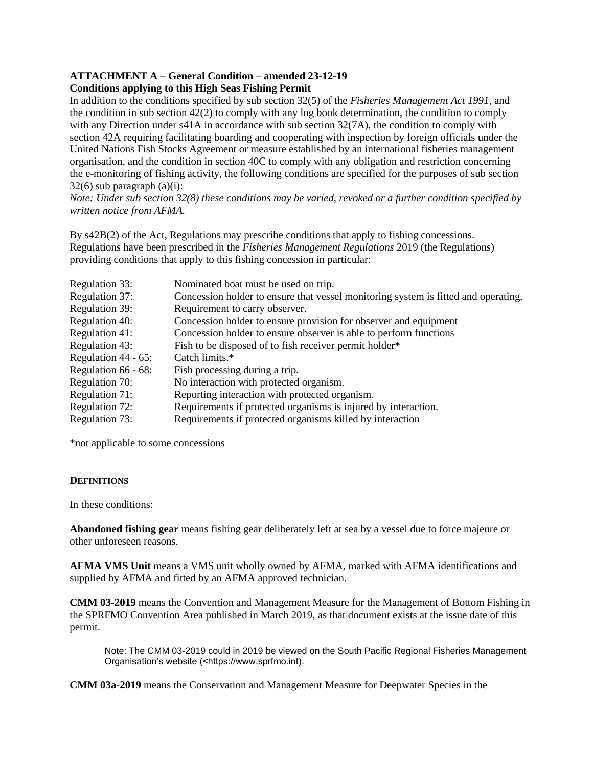**ATTACHMENT A – General Condition – amended 23-12-19**
**Conditions applying to this High Seas Fishing Permit**

In addition to the conditions specified by sub section 32(5) of the *Fisheries Management Act 1991,* and the condition in sub section 42(2) to comply with any log book determination, the condition to comply with any Direction under s41A in accordance with sub section 32(7A), the condition to comply with section 42A requiring facilitating boarding and cooperating with inspection by foreign officials under the United Nations Fish Stocks Agreement or measure established by an international fisheries management organisation, and the condition in section 40C to comply with any obligation and restriction concerning the e-monitoring of fishing activity, the following conditions are specified for the purposes of sub section 32(6) sub paragraph (a)(i):

*Note: Under sub section 32(8) these conditions may be varied, revoked or a further condition specified by written notice from AFMA.*

By s42B(2) of the Act, Regulations may prescribe conditions that apply to fishing concessions. Regulations have been prescribed in the *Fisheries Management Regulations* 2019 (the Regulations) providing conditions that apply to this fishing concession in particular:

| | |
|---|---|
| Regulation 33: | Nominated boat must be used on trip. |
| Regulation 37: | Concession holder to ensure that vessel monitoring system is fitted and operating. |
| Regulation 39: | Requirement to carry observer. |
| Regulation 40: | Concession holder to ensure provision for observer and equipment |
| Regulation 41: | Concession holder to ensure observer is able to perform functions |
| Regulation 43: | Fish to be disposed of to fish receiver permit holder* |
| Regulation 44 - 65: | Catch limits.* |
| Regulation 66 - 68: | Fish processing during a trip. |
| Regulation 70: | No interaction with protected organism. |
| Regulation 71: | Reporting interaction with protected organism. |
| Regulation 72: | Requirements if protected organisms is injured by interaction. |
| Regulation 73: | Requirements if protected organisms killed by interaction |

*not applicable to some concessions

## DEFINITIONS

In these conditions:

**Abandoned fishing gear** means fishing gear deliberately left at sea by a vessel due to force majeure or other unforeseen reasons.

**AFMA VMS Unit** means a VMS unit wholly owned by AFMA, marked with AFMA identifications and supplied by AFMA and fitted by an AFMA approved technician.

**CMM 03-2019** means the Convention and Management Measure for the Management of Bottom Fishing in the SPRFMO Convention Area published in March 2019, as that document exists at the issue date of this permit.

> Note: The CMM 03-2019 could in 2019 be viewed on the South Pacific Regional Fisheries Management Organisation's website (<https://www.sprfmo.int).

**CMM 03a-2019** means the Conservation and Management Measure for Deepwater Species in the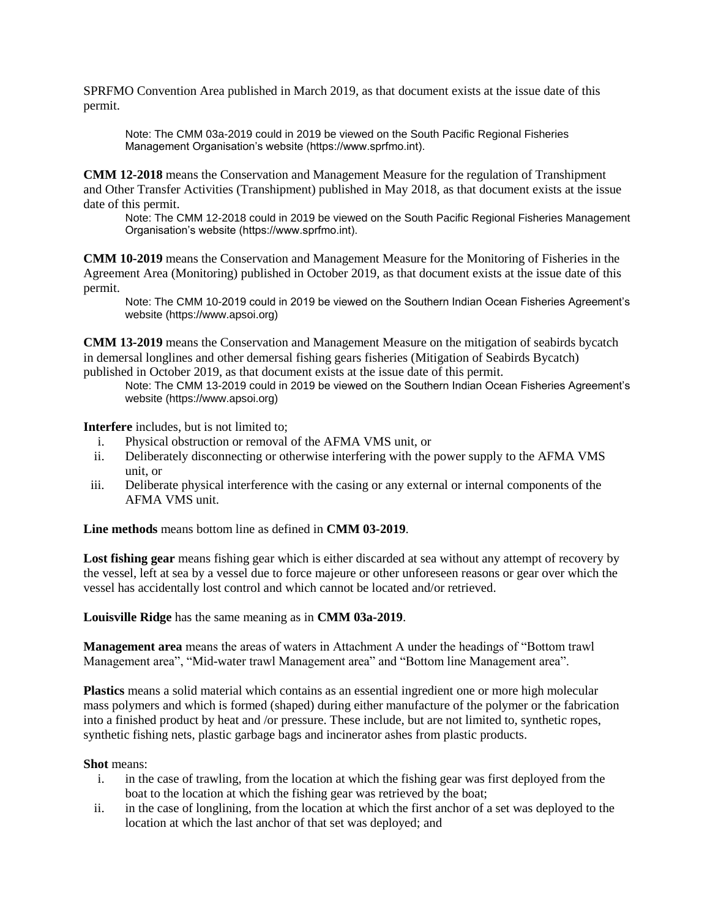SPRFMO Convention Area published in March 2019, as that document exists at the issue date of this permit.

> Note: The CMM 03a-2019 could in 2019 be viewed on the South Pacific Regional Fisheries Management Organisation's website (https://www.sprfmo.int).

**CMM 12-2018** means the Conservation and Management Measure for the regulation of Transhipment and Other Transfer Activities (Transhipment) published in May 2018, as that document exists at the issue date of this permit.

> Note: The CMM 12-2018 could in 2019 be viewed on the South Pacific Regional Fisheries Management Organisation's website (https://www.sprfmo.int).

**CMM 10-2019** means the Conservation and Management Measure for the Monitoring of Fisheries in the Agreement Area (Monitoring) published in October 2019, as that document exists at the issue date of this permit.

> Note: The CMM 10-2019 could in 2019 be viewed on the Southern Indian Ocean Fisheries Agreement's website (https://www.apsoi.org)

**CMM 13-2019** means the Conservation and Management Measure on the mitigation of seabirds bycatch in demersal longlines and other demersal fishing gears fisheries (Mitigation of Seabirds Bycatch) published in October 2019, as that document exists at the issue date of this permit.

> Note: The CMM 13-2019 could in 2019 be viewed on the Southern Indian Ocean Fisheries Agreement's website (https://www.apsoi.org)

**Interfere** includes, but is not limited to;

i. Physical obstruction or removal of the AFMA VMS unit, or
ii. Deliberately disconnecting or otherwise interfering with the power supply to the AFMA VMS unit, or
iii. Deliberate physical interference with the casing or any external or internal components of the AFMA VMS unit.

**Line methods** means bottom line as defined in **CMM 03-2019**.

**Lost fishing gear** means fishing gear which is either discarded at sea without any attempt of recovery by the vessel, left at sea by a vessel due to force majeure or other unforeseen reasons or gear over which the vessel has accidentally lost control and which cannot be located and/or retrieved.

**Louisville Ridge** has the same meaning as in **CMM 03a-2019**.

**Management area** means the areas of waters in Attachment A under the headings of "Bottom trawl Management area", "Mid-water trawl Management area" and "Bottom line Management area".

**Plastics** means a solid material which contains as an essential ingredient one or more high molecular mass polymers and which is formed (shaped) during either manufacture of the polymer or the fabrication into a finished product by heat and /or pressure. These include, but are not limited to, synthetic ropes, synthetic fishing nets, plastic garbage bags and incinerator ashes from plastic products.

**Shot** means:

i. in the case of trawling, from the location at which the fishing gear was first deployed from the boat to the location at which the fishing gear was retrieved by the boat;
ii. in the case of longlining, from the location at which the first anchor of a set was deployed to the location at which the last anchor of that set was deployed; and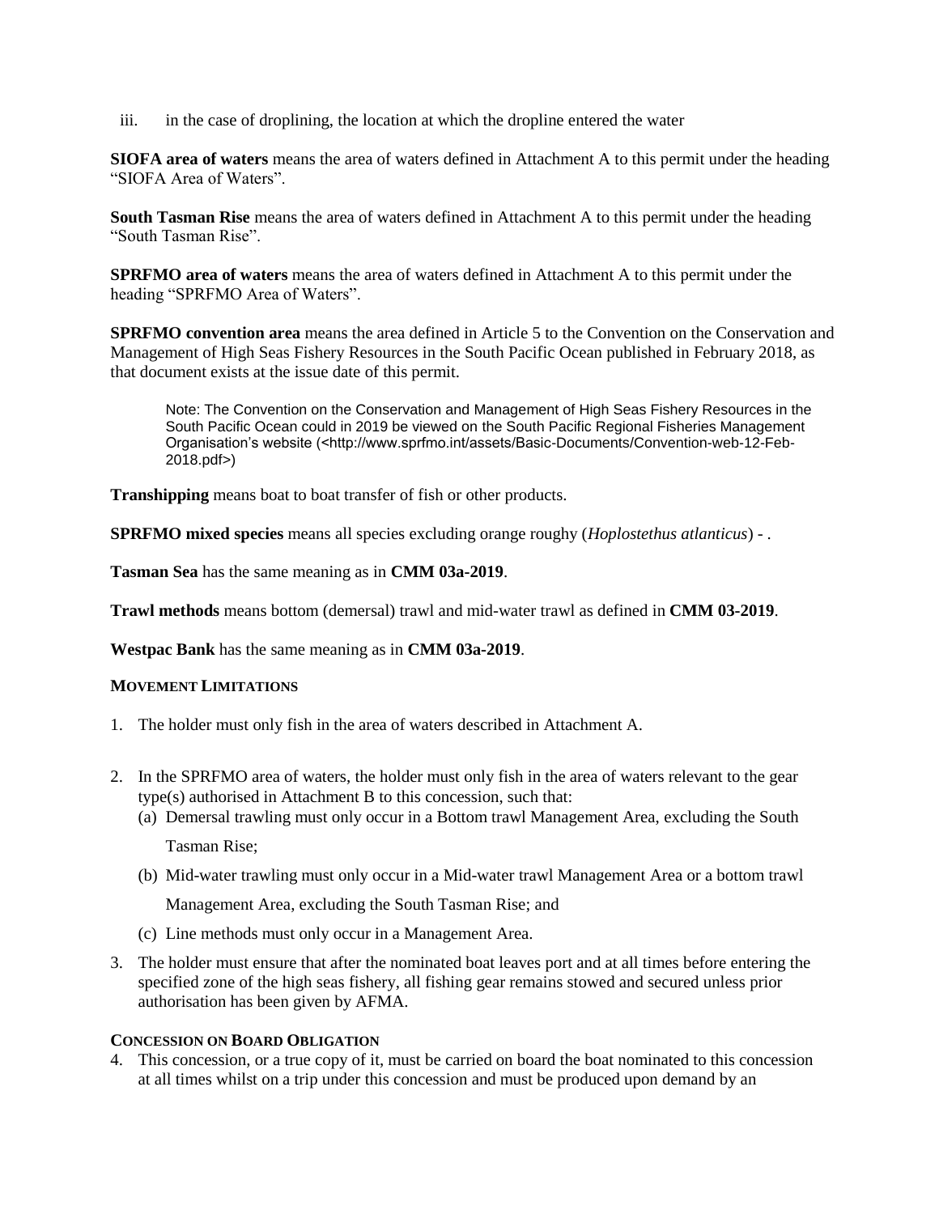iii. in the case of droplining, the location at which the dropline entered the water

**SIOFA area of waters** means the area of waters defined in Attachment A to this permit under the heading "SIOFA Area of Waters".

**South Tasman Rise** means the area of waters defined in Attachment A to this permit under the heading "South Tasman Rise".

**SPRFMO area of waters** means the area of waters defined in Attachment A to this permit under the heading "SPRFMO Area of Waters".

**SPRFMO convention area** means the area defined in Article 5 to the Convention on the Conservation and Management of High Seas Fishery Resources in the South Pacific Ocean published in February 2018, as that document exists at the issue date of this permit.

> Note: The Convention on the Conservation and Management of High Seas Fishery Resources in the South Pacific Ocean could in 2019 be viewed on the South Pacific Regional Fisheries Management Organisation's website (<http://www.sprfmo.int/assets/Basic-Documents/Convention-web-12-Feb-2018.pdf>)

**Transhipping** means boat to boat transfer of fish or other products.

**SPRFMO mixed species** means all species excluding orange roughy (*Hoplostethus atlanticus*) - .

**Tasman Sea** has the same meaning as in **CMM 03a-2019**.

**Trawl methods** means bottom (demersal) trawl and mid-water trawl as defined in **CMM 03-2019**.

**Westpac Bank** has the same meaning as in **CMM 03a-2019**.

### MOVEMENT LIMITATIONS

1. The holder must only fish in the area of waters described in Attachment A.

2. In the SPRFMO area of waters, the holder must only fish in the area of waters relevant to the gear type(s) authorised in Attachment B to this concession, such that:
   (a) Demersal trawling must only occur in a Bottom trawl Management Area, excluding the South Tasman Rise;
   (b) Mid-water trawling must only occur in a Mid-water trawl Management Area or a bottom trawl Management Area, excluding the South Tasman Rise; and
   (c) Line methods must only occur in a Management Area.

3. The holder must ensure that after the nominated boat leaves port and at all times before entering the specified zone of the high seas fishery, all fishing gear remains stowed and secured unless prior authorisation has been given by AFMA.

### CONCESSION ON BOARD OBLIGATION

4. This concession, or a true copy of it, must be carried on board the boat nominated to this concession at all times whilst on a trip under this concession and must be produced upon demand by an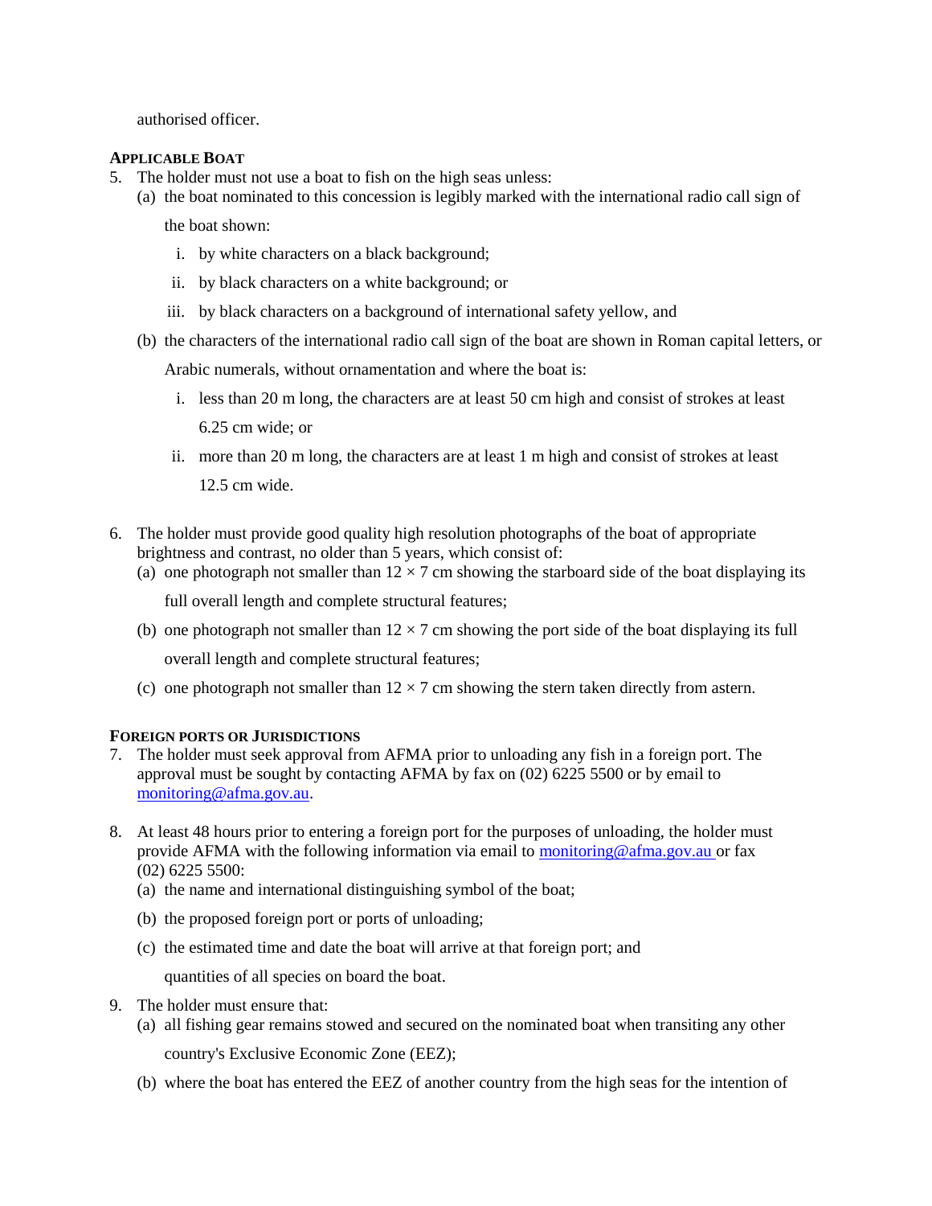authorised officer.

**APPLICABLE BOAT**

5. The holder must not use a boat to fish on the high seas unless:
   (a) the boat nominated to this concession is legibly marked with the international radio call sign of the boat shown:
      i. by white characters on a black background;
      ii. by black characters on a white background; or
      iii. by black characters on a background of international safety yellow, and
   (b) the characters of the international radio call sign of the boat are shown in Roman capital letters, or Arabic numerals, without ornamentation and where the boat is:
      i. less than 20 m long, the characters are at least 50 cm high and consist of strokes at least 6.25 cm wide; or
      ii. more than 20 m long, the characters are at least 1 m high and consist of strokes at least 12.5 cm wide.

6. The holder must provide good quality high resolution photographs of the boat of appropriate brightness and contrast, no older than 5 years, which consist of:
   (a) one photograph not smaller than 12 × 7 cm showing the starboard side of the boat displaying its full overall length and complete structural features;
   (b) one photograph not smaller than 12 × 7 cm showing the port side of the boat displaying its full overall length and complete structural features;
   (c) one photograph not smaller than 12 × 7 cm showing the stern taken directly from astern.

**FOREIGN PORTS OR JURISDICTIONS**

7. The holder must seek approval from AFMA prior to unloading any fish in a foreign port. The approval must be sought by contacting AFMA by fax on (02) 6225 5500 or by email to monitoring@afma.gov.au.

8. At least 48 hours prior to entering a foreign port for the purposes of unloading, the holder must provide AFMA with the following information via email to monitoring@afma.gov.au or fax (02) 6225 5500:
   (a) the name and international distinguishing symbol of the boat;
   (b) the proposed foreign port or ports of unloading;
   (c) the estimated time and date the boat will arrive at that foreign port; and
   quantities of all species on board the boat.

9. The holder must ensure that:
   (a) all fishing gear remains stowed and secured on the nominated boat when transiting any other country's Exclusive Economic Zone (EEZ);
   (b) where the boat has entered the EEZ of another country from the high seas for the intention of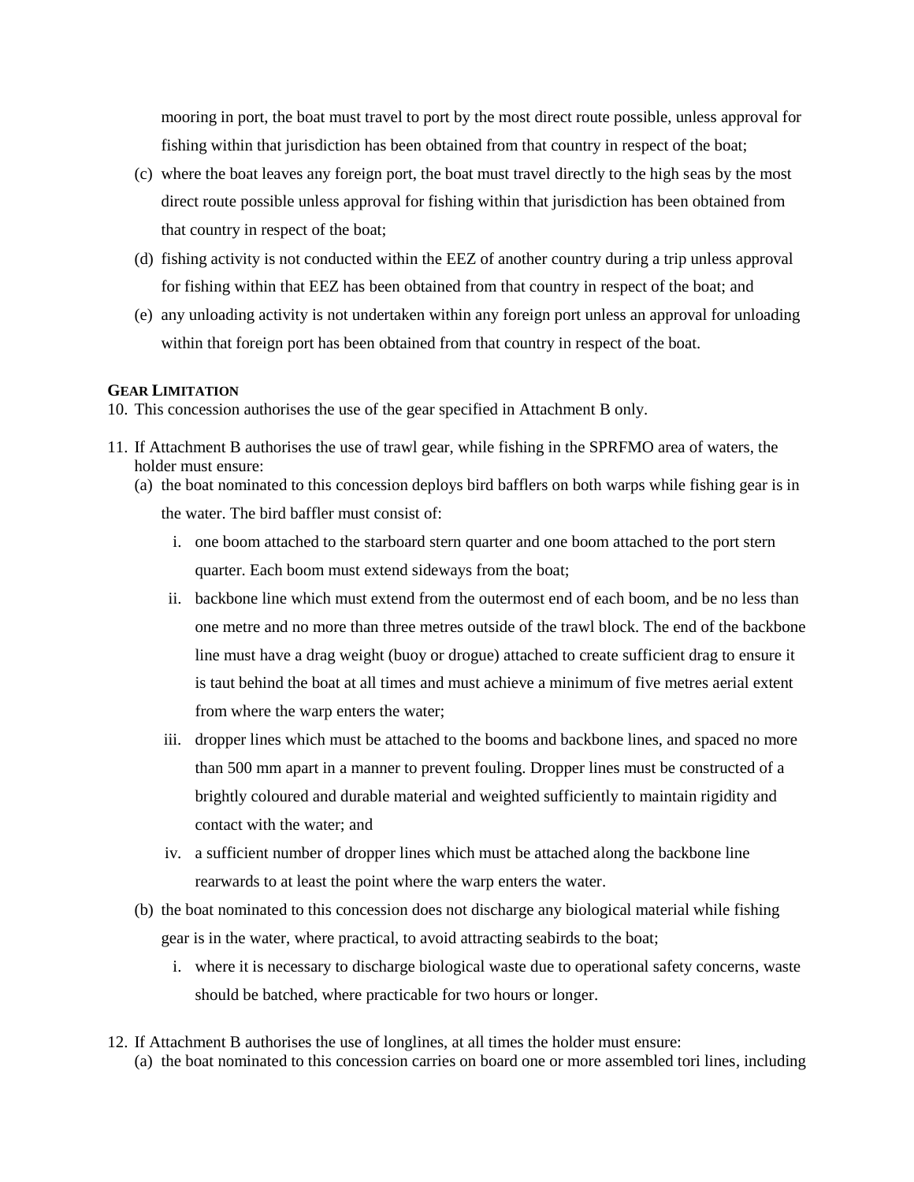mooring in port, the boat must travel to port by the most direct route possible, unless approval for fishing within that jurisdiction has been obtained from that country in respect of the boat;

(c) where the boat leaves any foreign port, the boat must travel directly to the high seas by the most direct route possible unless approval for fishing within that jurisdiction has been obtained from that country in respect of the boat;

(d) fishing activity is not conducted within the EEZ of another country during a trip unless approval for fishing within that EEZ has been obtained from that country in respect of the boat; and

(e) any unloading activity is not undertaken within any foreign port unless an approval for unloading within that foreign port has been obtained from that country in respect of the boat.

**GEAR LIMITATION**

10. This concession authorises the use of the gear specified in Attachment B only.

11. If Attachment B authorises the use of trawl gear, while fishing in the SPRFMO area of waters, the holder must ensure:

(a) the boat nominated to this concession deploys bird bafflers on both warps while fishing gear is in the water. The bird baffler must consist of:

i. one boom attached to the starboard stern quarter and one boom attached to the port stern quarter. Each boom must extend sideways from the boat;

ii. backbone line which must extend from the outermost end of each boom, and be no less than one metre and no more than three metres outside of the trawl block. The end of the backbone line must have a drag weight (buoy or drogue) attached to create sufficient drag to ensure it is taut behind the boat at all times and must achieve a minimum of five metres aerial extent from where the warp enters the water;

iii. dropper lines which must be attached to the booms and backbone lines, and spaced no more than 500 mm apart in a manner to prevent fouling. Dropper lines must be constructed of a brightly coloured and durable material and weighted sufficiently to maintain rigidity and contact with the water; and

iv. a sufficient number of dropper lines which must be attached along the backbone line rearwards to at least the point where the warp enters the water.

(b) the boat nominated to this concession does not discharge any biological material while fishing gear is in the water, where practical, to avoid attracting seabirds to the boat;

i. where it is necessary to discharge biological waste due to operational safety concerns, waste should be batched, where practicable for two hours or longer.

12. If Attachment B authorises the use of longlines, at all times the holder must ensure:

(a) the boat nominated to this concession carries on board one or more assembled tori lines, including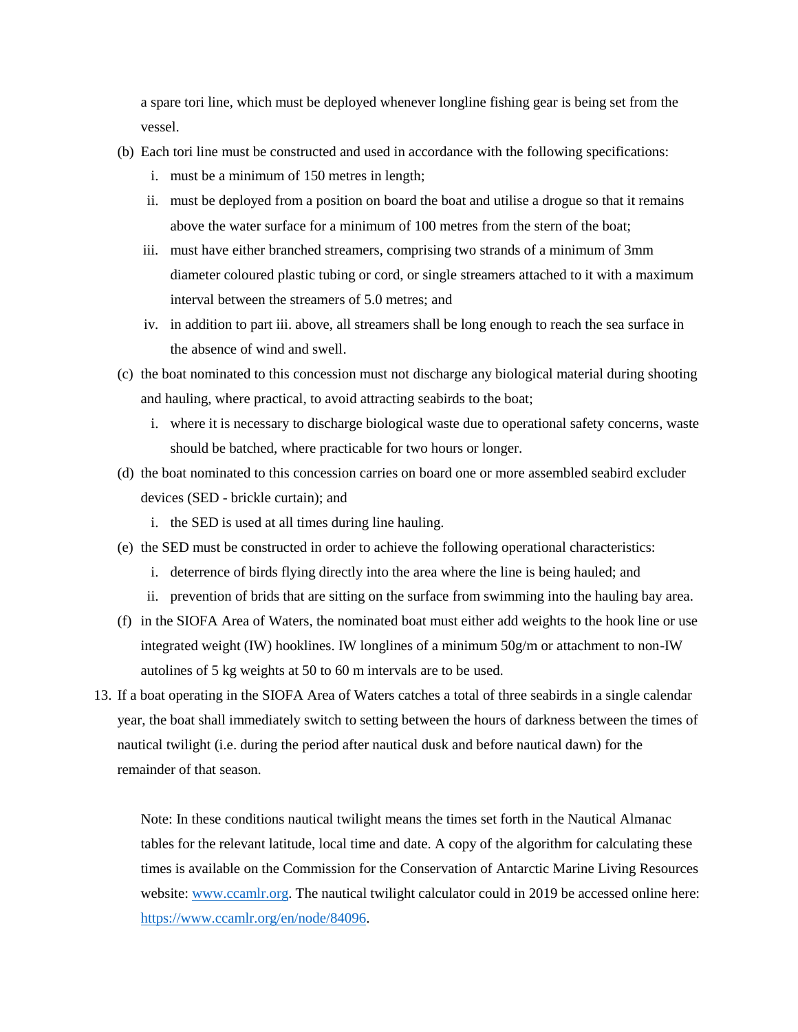a spare tori line, which must be deployed whenever longline fishing gear is being set from the vessel.

(b) Each tori line must be constructed and used in accordance with the following specifications:

  i. must be a minimum of 150 metres in length;

  ii. must be deployed from a position on board the boat and utilise a drogue so that it remains above the water surface for a minimum of 100 metres from the stern of the boat;

  iii. must have either branched streamers, comprising two strands of a minimum of 3mm diameter coloured plastic tubing or cord, or single streamers attached to it with a maximum interval between the streamers of 5.0 metres; and

  iv. in addition to part iii. above, all streamers shall be long enough to reach the sea surface in the absence of wind and swell.

(c) the boat nominated to this concession must not discharge any biological material during shooting and hauling, where practical, to avoid attracting seabirds to the boat;

  i. where it is necessary to discharge biological waste due to operational safety concerns, waste should be batched, where practicable for two hours or longer.

(d) the boat nominated to this concession carries on board one or more assembled seabird excluder devices (SED - brickle curtain); and

  i. the SED is used at all times during line hauling.

(e) the SED must be constructed in order to achieve the following operational characteristics:

  i. deterrence of birds flying directly into the area where the line is being hauled; and

  ii. prevention of brids that are sitting on the surface from swimming into the hauling bay area.

(f) in the SIOFA Area of Waters, the nominated boat must either add weights to the hook line or use integrated weight (IW) hooklines. IW longlines of a minimum 50g/m or attachment to non-IW autolines of 5 kg weights at 50 to 60 m intervals are to be used.

13. If a boat operating in the SIOFA Area of Waters catches a total of three seabirds in a single calendar year, the boat shall immediately switch to setting between the hours of darkness between the times of nautical twilight (i.e. during the period after nautical dusk and before nautical dawn) for the remainder of that season.

  Note: In these conditions nautical twilight means the times set forth in the Nautical Almanac tables for the relevant latitude, local time and date. A copy of the algorithm for calculating these times is available on the Commission for the Conservation of Antarctic Marine Living Resources website: [www.ccamlr.org](http://www.ccamlr.org). The nautical twilight calculator could in 2019 be accessed online here: [https://www.ccamlr.org/en/node/84096](https://www.ccamlr.org/en/node/84096).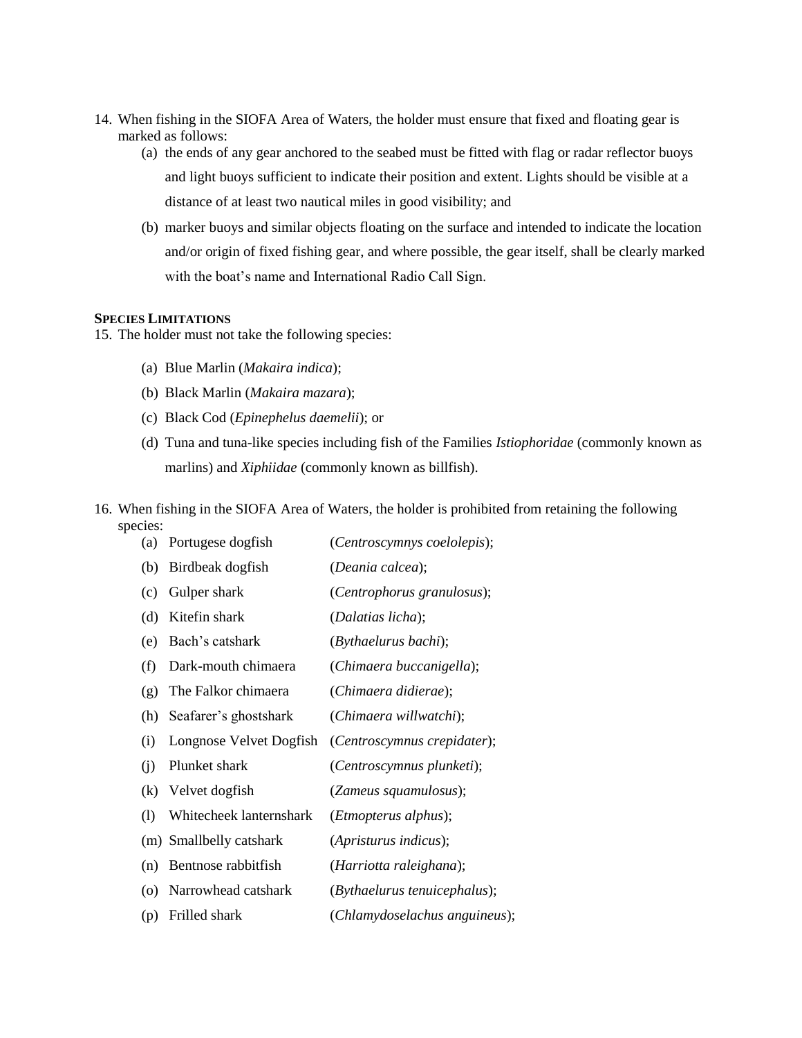14. When fishing in the SIOFA Area of Waters, the holder must ensure that fixed and floating gear is marked as follows:
    (a) the ends of any gear anchored to the seabed must be fitted with flag or radar reflector buoys and light buoys sufficient to indicate their position and extent. Lights should be visible at a distance of at least two nautical miles in good visibility; and
    (b) marker buoys and similar objects floating on the surface and intended to indicate the location and/or origin of fixed fishing gear, and where possible, the gear itself, shall be clearly marked with the boat's name and International Radio Call Sign.

**SPECIES LIMITATIONS**

15. The holder must not take the following species:
    (a) Blue Marlin (*Makaira indica*);
    (b) Black Marlin (*Makaira mazara*);
    (c) Black Cod (*Epinephelus daemelii*); or
    (d) Tuna and tuna-like species including fish of the Families *Istiophoridae* (commonly known as marlins) and *Xiphiidae* (commonly known as billfish).

16. When fishing in the SIOFA Area of Waters, the holder is prohibited from retaining the following species:
    (a) Portugese dogfish (*Centroscymnys coelolepis*);
    (b) Birdbeak dogfish (*Deania calcea*);
    (c) Gulper shark (*Centrophorus granulosus*);
    (d) Kitefin shark (*Dalatias licha*);
    (e) Bach's catshark (*Bythaelurus bachi*);
    (f) Dark-mouth chimaera (*Chimaera buccanigella*);
    (g) The Falkor chimaera (*Chimaera didierae*);
    (h) Seafarer's ghostshark (*Chimaera willwatchi*);
    (i) Longnose Velvet Dogfish (*Centroscymnus crepidater*);
    (j) Plunket shark (*Centroscymnus plunketi*);
    (k) Velvet dogfish (*Zameus squamulosus*);
    (l) Whitecheek lanternshark (*Etmopterus alphus*);
    (m) Smallbelly catshark (*Apristurus indicus*);
    (n) Bentnose rabbitfish (*Harriotta raleighana*);
    (o) Narrowhead catshark (*Bythaelurus tenuicephalus*);
    (p) Frilled shark (*Chlamydoselachus anguineus*);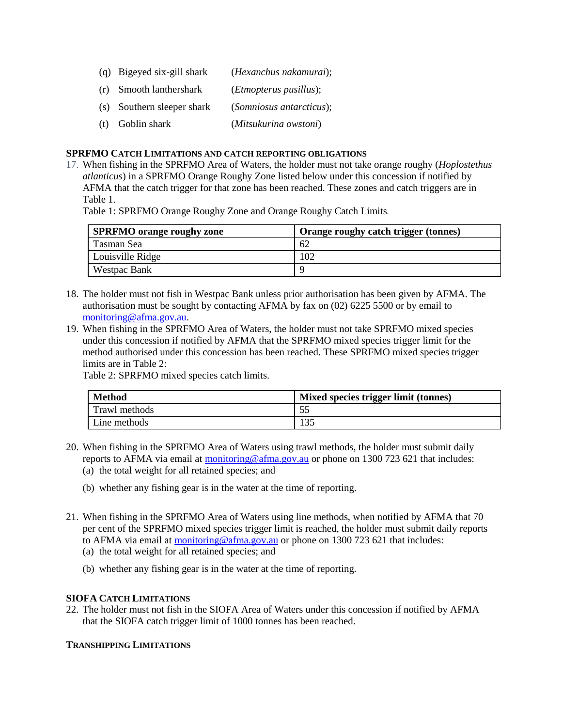(q) Bigeyed six-gill shark (*Hexanchus nakamurai*);

(r) Smooth lanthershark (*Etmopterus pusillus*);

(s) Southern sleeper shark (*Somniosus antarcticus*);

(t) Goblin shark (*Mitsukurina owstoni*)

**SPRFMO CATCH LIMITATIONS AND CATCH REPORTING OBLIGATIONS**

17. When fishing in the SPRFMO Area of Waters, the holder must not take orange roughy (*Hoplostethus atlanticus*) in a SPRFMO Orange Roughy Zone listed below under this concession if notified by AFMA that the catch trigger for that zone has been reached. These zones and catch triggers are in Table 1.

Table 1: SPRFMO Orange Roughy Zone and Orange Roughy Catch Limits.

| SPRFMO orange roughy zone | Orange roughy catch trigger (tonnes) |
|---|---|
| Tasman Sea | 62 |
| Louisville Ridge | 102 |
| Westpac Bank | 9 |

18. The holder must not fish in Westpac Bank unless prior authorisation has been given by AFMA. The authorisation must be sought by contacting AFMA by fax on (02) 6225 5500 or by email to monitoring@afma.gov.au.

19. When fishing in the SPRFMO Area of Waters, the holder must not take SPRFMO mixed species under this concession if notified by AFMA that the SPRFMO mixed species trigger limit for the method authorised under this concession has been reached. These SPRFMO mixed species trigger limits are in Table 2:

Table 2: SPRFMO mixed species catch limits.

| Method | Mixed species trigger limit (tonnes) |
|---|---|
| Trawl methods | 55 |
| Line methods | 135 |

20. When fishing in the SPRFMO Area of Waters using trawl methods, the holder must submit daily reports to AFMA via email at monitoring@afma.gov.au or phone on 1300 723 621 that includes:
    (a) the total weight for all retained species; and
    (b) whether any fishing gear is in the water at the time of reporting.

21. When fishing in the SPRFMO Area of Waters using line methods, when notified by AFMA that 70 per cent of the SPRFMO mixed species trigger limit is reached, the holder must submit daily reports to AFMA via email at monitoring@afma.gov.au or phone on 1300 723 621 that includes:
    (a) the total weight for all retained species; and
    (b) whether any fishing gear is in the water at the time of reporting.

**SIOFA CATCH LIMITATIONS**

22. The holder must not fish in the SIOFA Area of Waters under this concession if notified by AFMA that the SIOFA catch trigger limit of 1000 tonnes has been reached.

**TRANSHIPPING LIMITATIONS**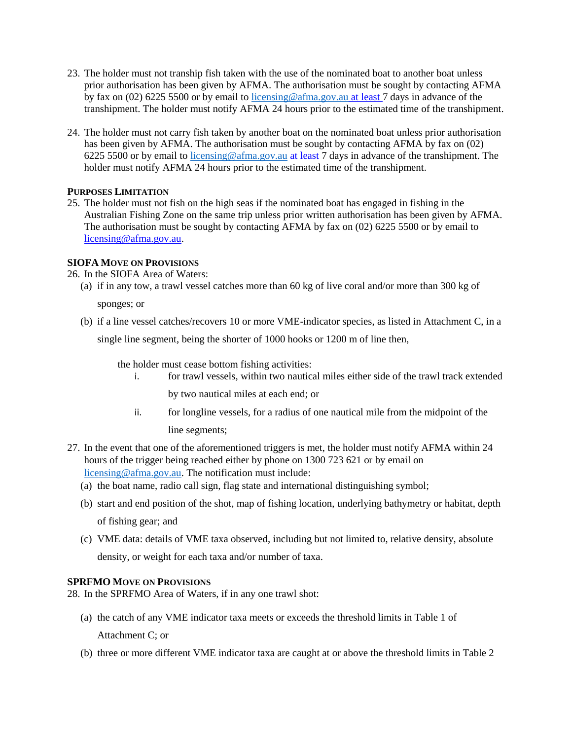23. The holder must not tranship fish taken with the use of the nominated boat to another boat unless prior authorisation has been given by AFMA. The authorisation must be sought by contacting AFMA by fax on (02) 6225 5500 or by email to licensing@afma.gov.au at least 7 days in advance of the transhipment. The holder must notify AFMA 24 hours prior to the estimated time of the transhipment.

24. The holder must not carry fish taken by another boat on the nominated boat unless prior authorisation has been given by AFMA. The authorisation must be sought by contacting AFMA by fax on (02) 6225 5500 or by email to licensing@afma.gov.au at least 7 days in advance of the transhipment. The holder must notify AFMA 24 hours prior to the estimated time of the transhipment.

**PURPOSES LIMITATION**

25. The holder must not fish on the high seas if the nominated boat has engaged in fishing in the Australian Fishing Zone on the same trip unless prior written authorisation has been given by AFMA. The authorisation must be sought by contacting AFMA by fax on (02) 6225 5500 or by email to licensing@afma.gov.au.

**SIOFA MOVE ON PROVISIONS**

26. In the SIOFA Area of Waters:
    (a) if in any tow, a trawl vessel catches more than 60 kg of live coral and/or more than 300 kg of sponges; or
    (b) if a line vessel catches/recovers 10 or more VME-indicator species, as listed in Attachment C, in a single line segment, being the shorter of 1000 hooks or 1200 m of line then,

    the holder must cease bottom fishing activities:
    i. for trawl vessels, within two nautical miles either side of the trawl track extended by two nautical miles at each end; or
    ii. for longline vessels, for a radius of one nautical mile from the midpoint of the line segments;

27. In the event that one of the aforementioned triggers is met, the holder must notify AFMA within 24 hours of the trigger being reached either by phone on 1300 723 621 or by email on licensing@afma.gov.au. The notification must include:
    (a) the boat name, radio call sign, flag state and international distinguishing symbol;
    (b) start and end position of the shot, map of fishing location, underlying bathymetry or habitat, depth of fishing gear; and
    (c) VME data: details of VME taxa observed, including but not limited to, relative density, absolute density, or weight for each taxa and/or number of taxa.

**SPRFMO MOVE ON PROVISIONS**

28. In the SPRFMO Area of Waters, if in any one trawl shot:
    (a) the catch of any VME indicator taxa meets or exceeds the threshold limits in Table 1 of Attachment C; or
    (b) three or more different VME indicator taxa are caught at or above the threshold limits in Table 2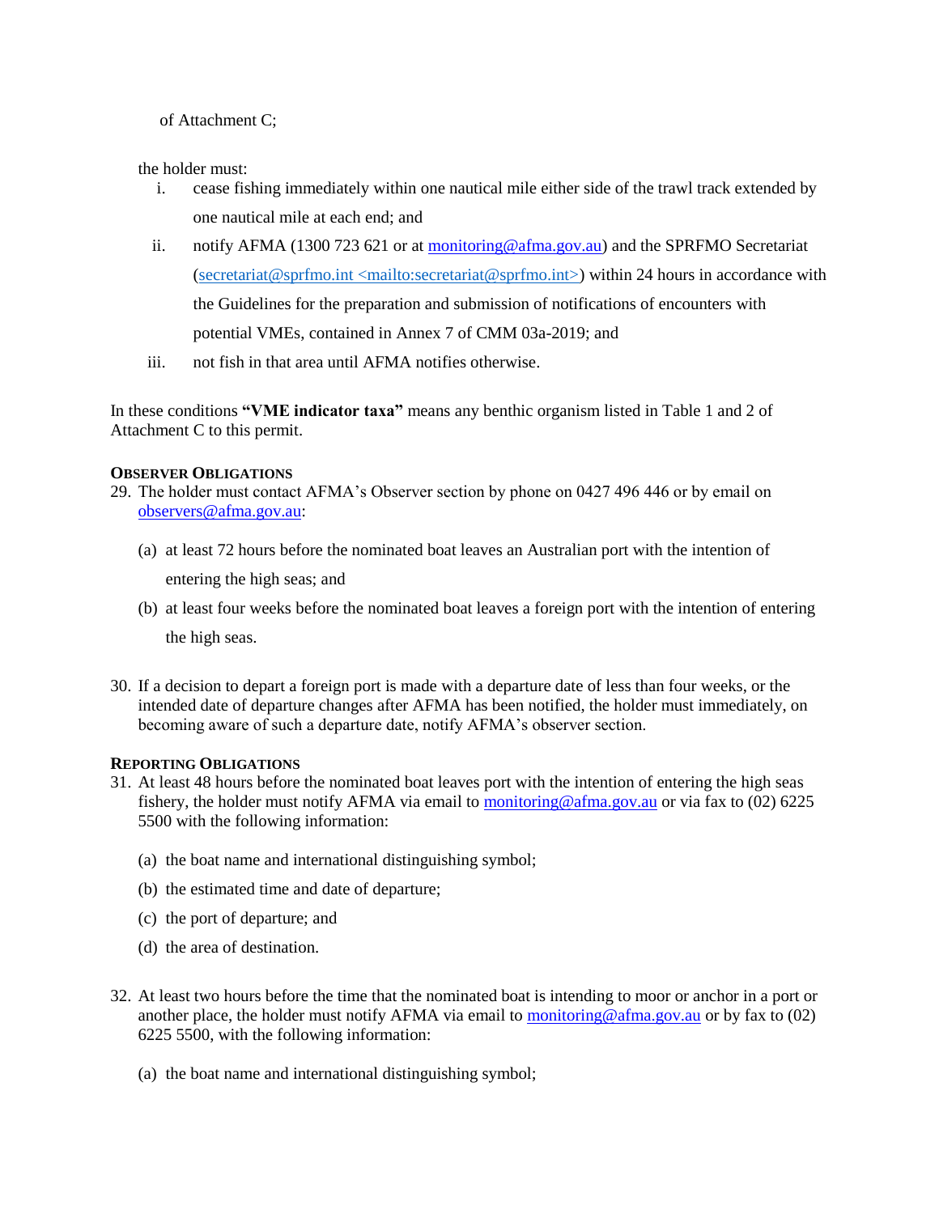of Attachment C;

the holder must:

i. cease fishing immediately within one nautical mile either side of the trawl track extended by one nautical mile at each end; and
ii. notify AFMA (1300 723 621 or at monitoring@afma.gov.au) and the SPRFMO Secretariat (secretariat@sprfmo.int <mailto:secretariat@sprfmo.int>) within 24 hours in accordance with the Guidelines for the preparation and submission of notifications of encounters with potential VMEs, contained in Annex 7 of CMM 03a-2019; and
iii. not fish in that area until AFMA notifies otherwise.

In these conditions **"VME indicator taxa"** means any benthic organism listed in Table 1 and 2 of Attachment C to this permit.

### OBSERVER OBLIGATIONS

29. The holder must contact AFMA's Observer section by phone on 0427 496 446 or by email on observers@afma.gov.au:

    (a) at least 72 hours before the nominated boat leaves an Australian port with the intention of entering the high seas; and

    (b) at least four weeks before the nominated boat leaves a foreign port with the intention of entering the high seas.

30. If a decision to depart a foreign port is made with a departure date of less than four weeks, or the intended date of departure changes after AFMA has been notified, the holder must immediately, on becoming aware of such a departure date, notify AFMA's observer section.

### REPORTING OBLIGATIONS

31. At least 48 hours before the nominated boat leaves port with the intention of entering the high seas fishery, the holder must notify AFMA via email to monitoring@afma.gov.au or via fax to (02) 6225 5500 with the following information:

    (a) the boat name and international distinguishing symbol;

    (b) the estimated time and date of departure;

    (c) the port of departure; and

    (d) the area of destination.

32. At least two hours before the time that the nominated boat is intending to moor or anchor in a port or another place, the holder must notify AFMA via email to monitoring@afma.gov.au or by fax to (02) 6225 5500, with the following information:

    (a) the boat name and international distinguishing symbol;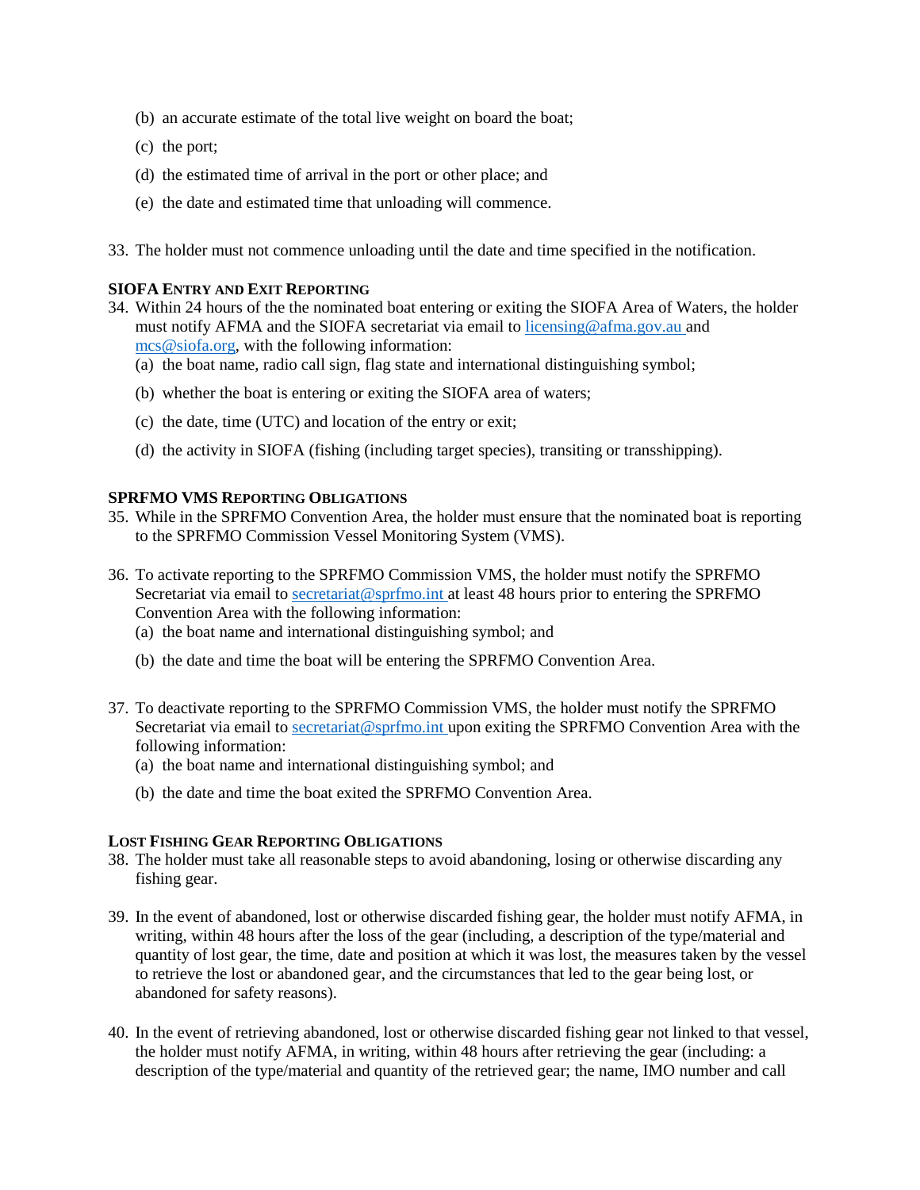(b) an accurate estimate of the total live weight on board the boat;

(c) the port;

(d) the estimated time of arrival in the port or other place; and

(e) the date and estimated time that unloading will commence.

33. The holder must not commence unloading until the date and time specified in the notification.

**SIOFA ENTRY AND EXIT REPORTING**

34. Within 24 hours of the the nominated boat entering or exiting the SIOFA Area of Waters, the holder must notify AFMA and the SIOFA secretariat via email to licensing@afma.gov.au and mcs@siofa.org, with the following information:
    (a) the boat name, radio call sign, flag state and international distinguishing symbol;

    (b) whether the boat is entering or exiting the SIOFA area of waters;

    (c) the date, time (UTC) and location of the entry or exit;

    (d) the activity in SIOFA (fishing (including target species), transiting or transshipping).

**SPRFMO VMS REPORTING OBLIGATIONS**

35. While in the SPRFMO Convention Area, the holder must ensure that the nominated boat is reporting to the SPRFMO Commission Vessel Monitoring System (VMS).

36. To activate reporting to the SPRFMO Commission VMS, the holder must notify the SPRFMO Secretariat via email to secretariat@sprfmo.int at least 48 hours prior to entering the SPRFMO Convention Area with the following information:
    (a) the boat name and international distinguishing symbol; and

    (b) the date and time the boat will be entering the SPRFMO Convention Area.

37. To deactivate reporting to the SPRFMO Commission VMS, the holder must notify the SPRFMO Secretariat via email to secretariat@sprfmo.int upon exiting the SPRFMO Convention Area with the following information:
    (a) the boat name and international distinguishing symbol; and

    (b) the date and time the boat exited the SPRFMO Convention Area.

**LOST FISHING GEAR REPORTING OBLIGATIONS**

38. The holder must take all reasonable steps to avoid abandoning, losing or otherwise discarding any fishing gear.

39. In the event of abandoned, lost or otherwise discarded fishing gear, the holder must notify AFMA, in writing, within 48 hours after the loss of the gear (including, a description of the type/material and quantity of lost gear, the time, date and position at which it was lost, the measures taken by the vessel to retrieve the lost or abandoned gear, and the circumstances that led to the gear being lost, or abandoned for safety reasons).

40. In the event of retrieving abandoned, lost or otherwise discarded fishing gear not linked to that vessel, the holder must notify AFMA, in writing, within 48 hours after retrieving the gear (including: a description of the type/material and quantity of the retrieved gear; the name, IMO number and call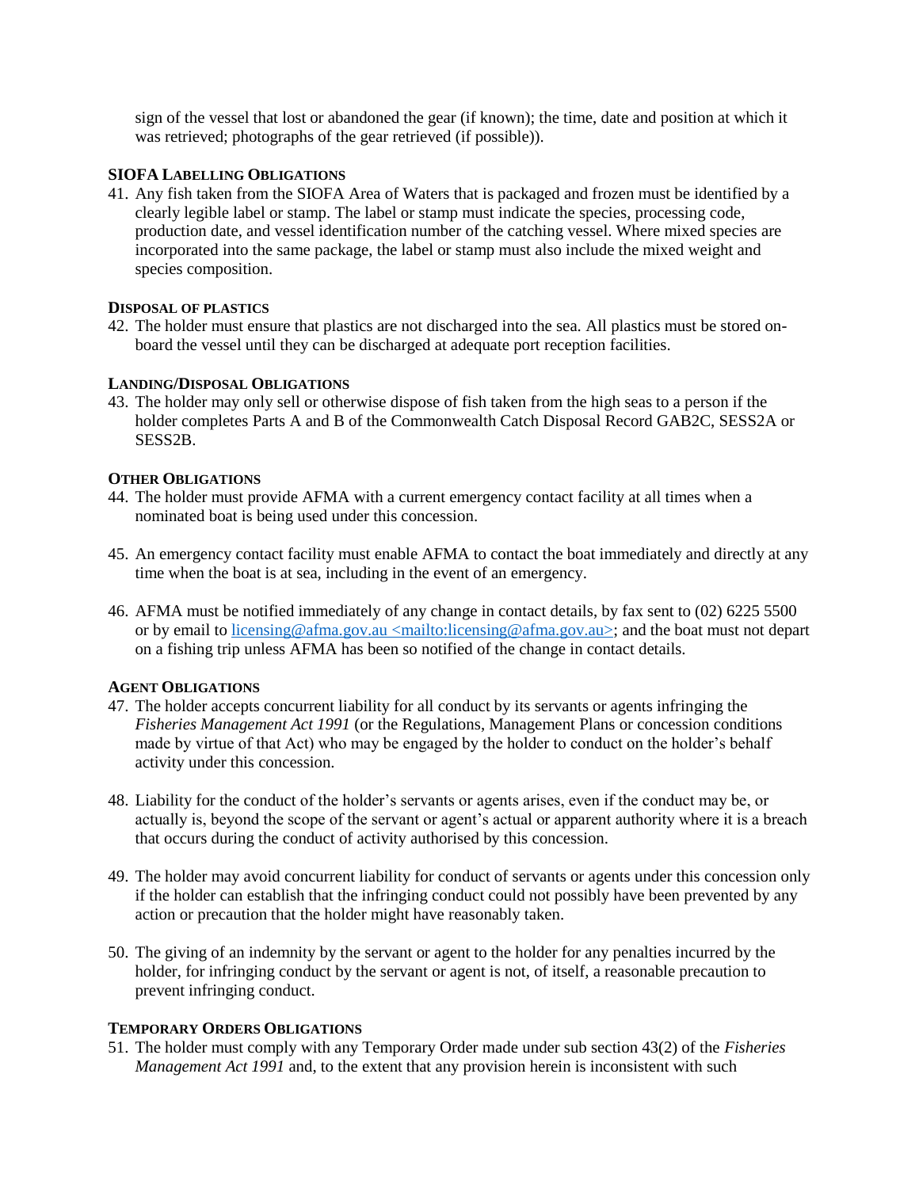sign of the vessel that lost or abandoned the gear (if known); the time, date and position at which it was retrieved; photographs of the gear retrieved (if possible)).

### SIOFA LABELLING OBLIGATIONS

41. Any fish taken from the SIOFA Area of Waters that is packaged and frozen must be identified by a clearly legible label or stamp. The label or stamp must indicate the species, processing code, production date, and vessel identification number of the catching vessel. Where mixed species are incorporated into the same package, the label or stamp must also include the mixed weight and species composition.

### DISPOSAL OF PLASTICS

42. The holder must ensure that plastics are not discharged into the sea. All plastics must be stored on-board the vessel until they can be discharged at adequate port reception facilities.

### LANDING/DISPOSAL OBLIGATIONS

43. The holder may only sell or otherwise dispose of fish taken from the high seas to a person if the holder completes Parts A and B of the Commonwealth Catch Disposal Record GAB2C, SESS2A or SESS2B.

### OTHER OBLIGATIONS

44. The holder must provide AFMA with a current emergency contact facility at all times when a nominated boat is being used under this concession.

45. An emergency contact facility must enable AFMA to contact the boat immediately and directly at any time when the boat is at sea, including in the event of an emergency.

46. AFMA must be notified immediately of any change in contact details, by fax sent to (02) 6225 5500 or by email to licensing@afma.gov.au <mailto:licensing@afma.gov.au>; and the boat must not depart on a fishing trip unless AFMA has been so notified of the change in contact details.

### AGENT OBLIGATIONS

47. The holder accepts concurrent liability for all conduct by its servants or agents infringing the *Fisheries Management Act 1991* (or the Regulations, Management Plans or concession conditions made by virtue of that Act) who may be engaged by the holder to conduct on the holder's behalf activity under this concession.

48. Liability for the conduct of the holder's servants or agents arises, even if the conduct may be, or actually is, beyond the scope of the servant or agent's actual or apparent authority where it is a breach that occurs during the conduct of activity authorised by this concession.

49. The holder may avoid concurrent liability for conduct of servants or agents under this concession only if the holder can establish that the infringing conduct could not possibly have been prevented by any action or precaution that the holder might have reasonably taken.

50. The giving of an indemnity by the servant or agent to the holder for any penalties incurred by the holder, for infringing conduct by the servant or agent is not, of itself, a reasonable precaution to prevent infringing conduct.

### TEMPORARY ORDERS OBLIGATIONS

51. The holder must comply with any Temporary Order made under sub section 43(2) of the *Fisheries Management Act 1991* and, to the extent that any provision herein is inconsistent with such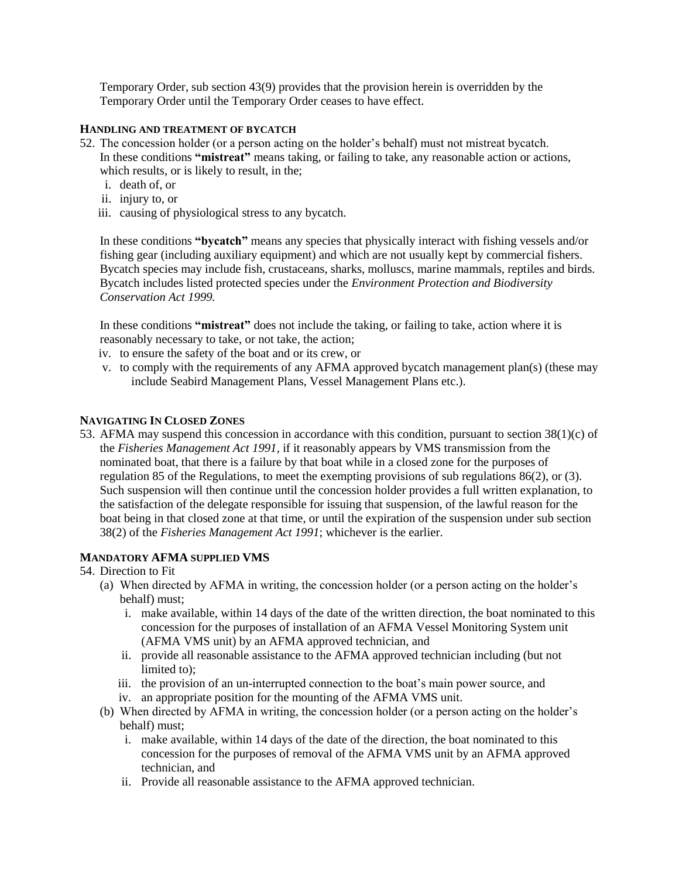Temporary Order, sub section 43(9) provides that the provision herein is overridden by the Temporary Order until the Temporary Order ceases to have effect.

**HANDLING AND TREATMENT OF BYCATCH**

52. The concession holder (or a person acting on the holder's behalf) must not mistreat bycatch. In these conditions **"mistreat"** means taking, or failing to take, any reasonable action or actions, which results, or is likely to result, in the;

    i. death of, or
    ii. injury to, or
    iii. causing of physiological stress to any bycatch.

    In these conditions **"bycatch"** means any species that physically interact with fishing vessels and/or fishing gear (including auxiliary equipment) and which are not usually kept by commercial fishers. Bycatch species may include fish, crustaceans, sharks, molluscs, marine mammals, reptiles and birds. Bycatch includes listed protected species under the *Environment Protection and Biodiversity Conservation Act 1999.*

    In these conditions **"mistreat"** does not include the taking, or failing to take, action where it is reasonably necessary to take, or not take, the action;

    iv. to ensure the safety of the boat and or its crew, or
    v. to comply with the requirements of any AFMA approved bycatch management plan(s) (these may include Seabird Management Plans, Vessel Management Plans etc.).

**NAVIGATING IN CLOSED ZONES**

53. AFMA may suspend this concession in accordance with this condition, pursuant to section 38(1)(c) of the *Fisheries Management Act 1991*, if it reasonably appears by VMS transmission from the nominated boat, that there is a failure by that boat while in a closed zone for the purposes of regulation 85 of the Regulations, to meet the exempting provisions of sub regulations 86(2), or (3). Such suspension will then continue until the concession holder provides a full written explanation, to the satisfaction of the delegate responsible for issuing that suspension, of the lawful reason for the boat being in that closed zone at that time, or until the expiration of the suspension under sub section 38(2) of the *Fisheries Management Act 1991*; whichever is the earlier.

**MANDATORY AFMA SUPPLIED VMS**

54. Direction to Fit
    (a) When directed by AFMA in writing, the concession holder (or a person acting on the holder's behalf) must;
        i. make available, within 14 days of the date of the written direction, the boat nominated to this concession for the purposes of installation of an AFMA Vessel Monitoring System unit (AFMA VMS unit) by an AFMA approved technician, and
        ii. provide all reasonable assistance to the AFMA approved technician including (but not limited to);
        iii. the provision of an un-interrupted connection to the boat's main power source, and
        iv. an appropriate position for the mounting of the AFMA VMS unit.
    (b) When directed by AFMA in writing, the concession holder (or a person acting on the holder's behalf) must;
        i. make available, within 14 days of the date of the direction, the boat nominated to this concession for the purposes of removal of the AFMA VMS unit by an AFMA approved technician, and
        ii. Provide all reasonable assistance to the AFMA approved technician.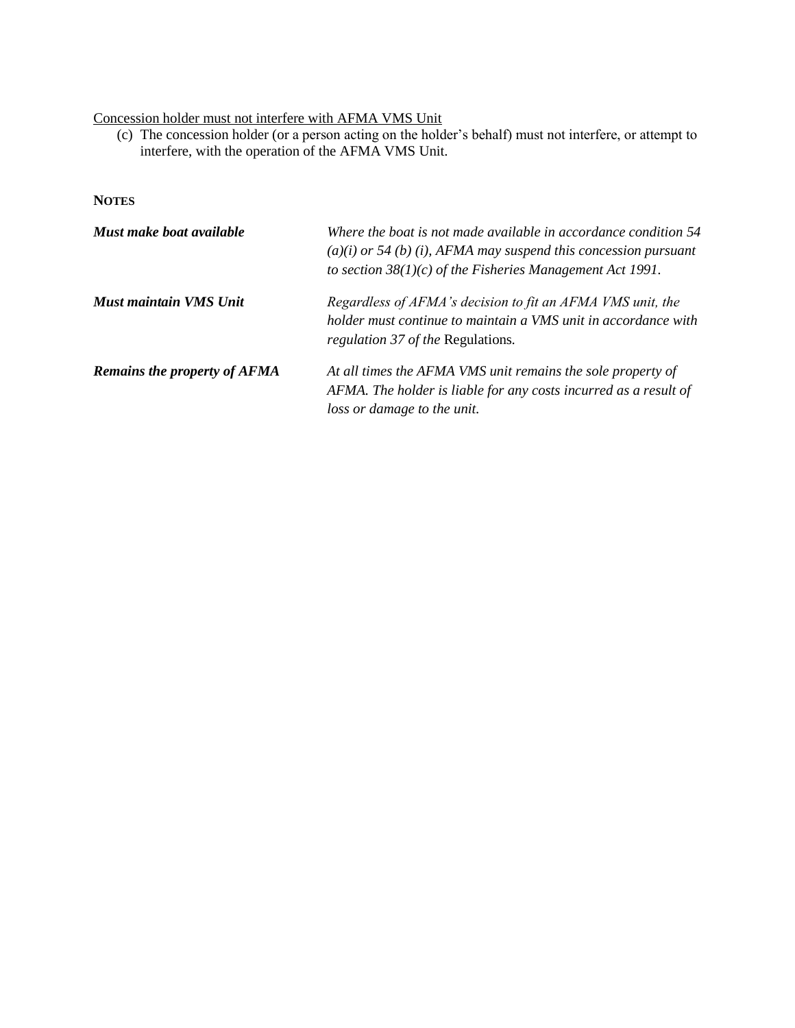Concession holder must not interfere with AFMA VMS Unit

(c) The concession holder (or a person acting on the holder's behalf) must not interfere, or attempt to interfere, with the operation of the AFMA VMS Unit.

**NOTES**

| | |
|---|---|
| ***Must make boat available*** | *Where the boat is not made available in accordance condition 54 (a)(i) or 54 (b) (i), AFMA may suspend this concession pursuant to section 38(1)(c) of the Fisheries Management Act 1991.* |
| ***Must maintain VMS Unit*** | *Regardless of AFMA's decision to fit an AFMA VMS unit, the holder must continue to maintain a VMS unit in accordance with regulation 37 of the* Regulations*.* |
| ***Remains the property of AFMA*** | *At all times the AFMA VMS unit remains the sole property of AFMA. The holder is liable for any costs incurred as a result of loss or damage to the unit.* |